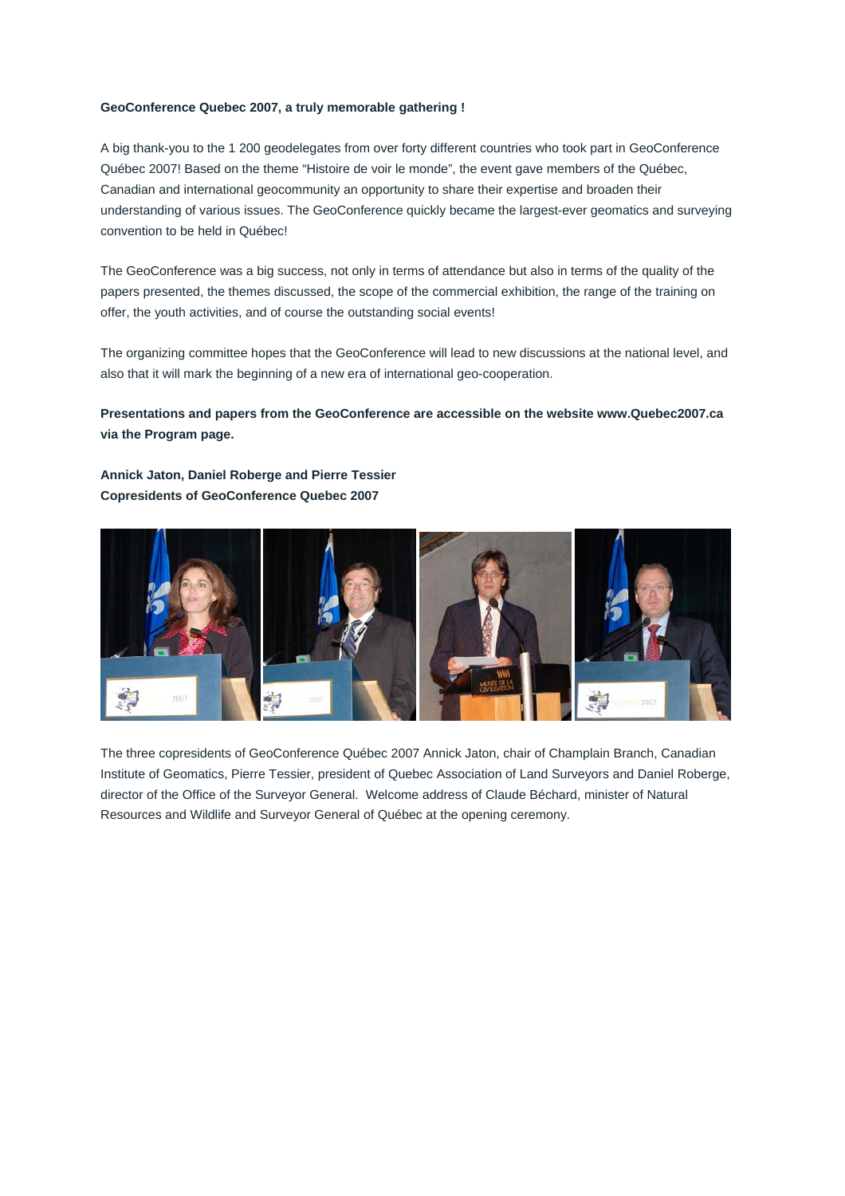**GeoConference Quebec 2007, a truly memorable gathering !**

A big thank-you to the 1 200 geodelegates from over forty different countries who took part in GeoConference Québec 2007! Based on the theme "Histoire de voir le monde", the event gave members of the Québec, Canadian and international geocommunity an opportunity to share their expertise and broaden their understanding of various issues. The GeoConference quickly became the largest-ever geomatics and surveying convention to be held in Québec!

The GeoConference was a big success, not only in terms of attendance but also in terms of the quality of the papers presented, the themes discussed, the scope of the commercial exhibition, the range of the training on offer, the youth activities, and of course the outstanding social events!

The organizing committee hopes that the GeoConference will lead to new discussions at the national level, and also that it will mark the beginning of a new era of international geo-cooperation.

**Presentations and papers from the GeoConference are accessible on the website www.Quebec2007.ca via the Program page.**

**Annick Jaton, Daniel Roberge and Pierre Tessier**
**Copresidents of GeoConference Quebec 2007**

The three copresidents of GeoConference Québec 2007 Annick Jaton, chair of Champlain Branch, Canadian Institute of Geomatics, Pierre Tessier, president of Quebec Association of Land Surveyors and Daniel Roberge, director of the Office of the Surveyor General. Welcome address of Claude Béchard, minister of Natural Resources and Wildlife and Surveyor General of Québec at the opening ceremony.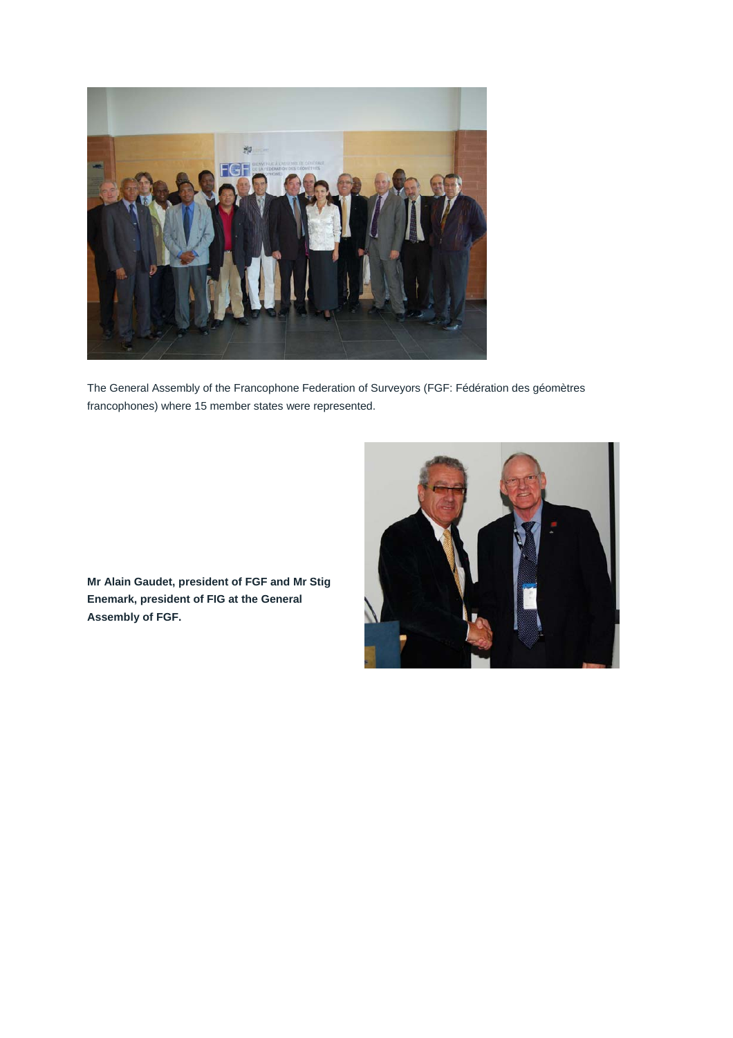The General Assembly of the Francophone Federation of Surveyors (FGF: Fédération des géomètres francophones) where 15 member states were represented.

**Mr Alain Gaudet, president of FGF and Mr Stig Enemark, president of FIG at the General Assembly of FGF.**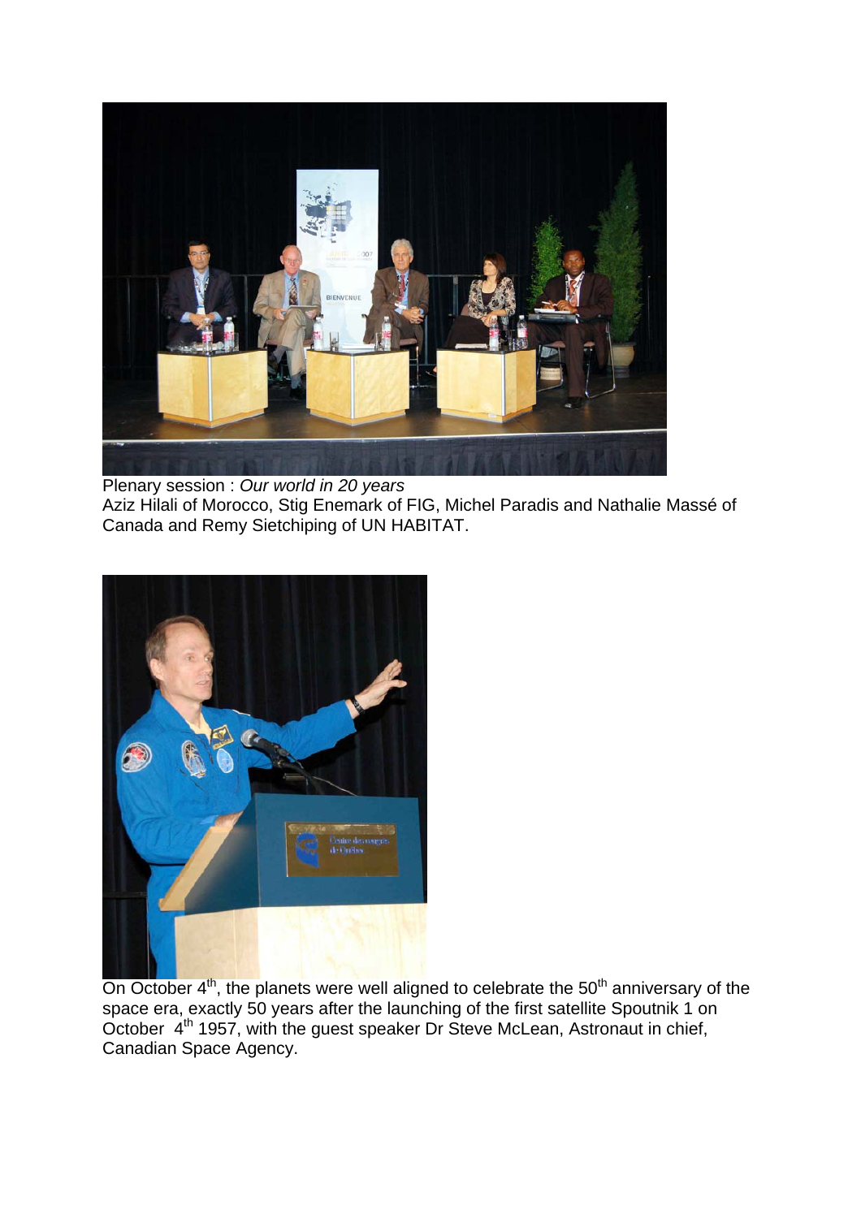Plenary session : *Our world in 20 years*
Aziz Hilali of Morocco, Stig Enemark of FIG, Michel Paradis and Nathalie Massé of Canada and Remy Sietchiping of UN HABITAT.

On October 4th, the planets were well aligned to celebrate the 50th anniversary of the space era, exactly 50 years after the launching of the first satellite Spoutnik 1 on October 4th 1957, with the guest speaker Dr Steve McLean, Astronaut in chief, Canadian Space Agency.